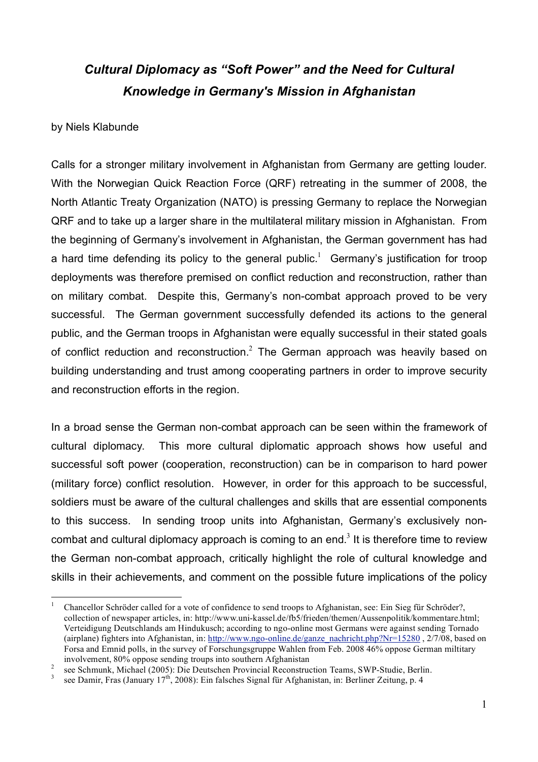# *Cultural Diplomacy as "Soft Power" and the Need for Cultural Knowledge in Germany's Mission in Afghanistan*

by Niels Klabunde

Calls for a stronger military involvement in Afghanistan from Germany are getting louder. With the Norwegian Quick Reaction Force (QRF) retreating in the summer of 2008, the North Atlantic Treaty Organization (NATO) is pressing Germany to replace the Norwegian QRF and to take up a larger share in the multilateral military mission in Afghanistan. From the beginning of Germany's involvement in Afghanistan, the German government has had a hard time defending its policy to the general public.[1] Germany's justification for troop deployments was therefore premised on conflict reduction and reconstruction, rather than on military combat. Despite this, Germany's non-combat approach proved to be very successful. The German government successfully defended its actions to the general public, and the German troops in Afghanistan were equally successful in their stated goals of conflict reduction and reconstruction.[2] The German approach was heavily based on building understanding and trust among cooperating partners in order to improve security and reconstruction efforts in the region.

In a broad sense the German non-combat approach can be seen within the framework of cultural diplomacy. This more cultural diplomatic approach shows how useful and successful soft power (cooperation, reconstruction) can be in comparison to hard power (military force) conflict resolution. However, in order for this approach to be successful, soldiers must be aware of the cultural challenges and skills that are essential components to this success. In sending troop units into Afghanistan, Germany's exclusively non-combat and cultural diplomacy approach is coming to an end.[3] It is therefore time to review the German non-combat approach, critically highlight the role of cultural knowledge and skills in their achievements, and comment on the possible future implications of the policy

---

[1] Chancellor Schröder called for a vote of confidence to send troops to Afghanistan, see: Ein Sieg für Schröder?, collection of newspaper articles, in: http://www.uni-kassel.de/fb5/frieden/themen/Aussenpolitik/kommentare.html; Verteidigung Deutschlands am Hindukusch; according to ngo-online most Germans were against sending Tornado (airplane) fighters into Afghanistan, in: http://www.ngo-online.de/ganze_nachricht.php?Nr=15280 , 2/7/08, based on Forsa and Emnid polls, in the survey of Forschungsgruppe Wahlen from Feb. 2008 46% oppose German miltitary involvement, 80% oppose sending troups into southern Afghanistan

[2] see Schmunk, Michael (2005): Die Deutschen Provincial Reconstruction Teams, SWP-Studie, Berlin.

[3] see Damir, Fras (January 17th, 2008): Ein falsches Signal für Afghanistan, in: Berliner Zeitung, p. 4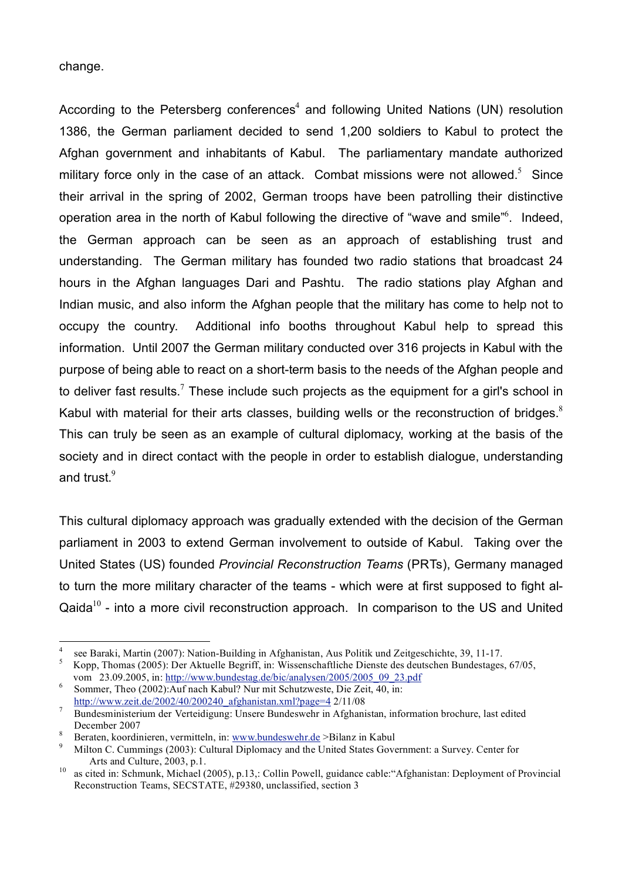change.

According to the Petersberg conferences[4] and following United Nations (UN) resolution 1386, the German parliament decided to send 1,200 soldiers to Kabul to protect the Afghan government and inhabitants of Kabul. The parliamentary mandate authorized military force only in the case of an attack. Combat missions were not allowed.[5] Since their arrival in the spring of 2002, German troops have been patrolling their distinctive operation area in the north of Kabul following the directive of "wave and smile"[6]. Indeed, the German approach can be seen as an approach of establishing trust and understanding. The German military has founded two radio stations that broadcast 24 hours in the Afghan languages Dari and Pashtu. The radio stations play Afghan and Indian music, and also inform the Afghan people that the military has come to help not to occupy the country. Additional info booths throughout Kabul help to spread this information. Until 2007 the German military conducted over 316 projects in Kabul with the purpose of being able to react on a short-term basis to the needs of the Afghan people and to deliver fast results.[7] These include such projects as the equipment for a girl's school in Kabul with material for their arts classes, building wells or the reconstruction of bridges.[8] This can truly be seen as an example of cultural diplomacy, working at the basis of the society and in direct contact with the people in order to establish dialogue, understanding and trust.[9]

This cultural diplomacy approach was gradually extended with the decision of the German parliament in 2003 to extend German involvement to outside of Kabul. Taking over the United States (US) founded *Provincial Reconstruction Teams* (PRTs), Germany managed to turn the more military character of the teams - which were at first supposed to fight al-Qaida[10] - into a more civil reconstruction approach. In comparison to the US and United

---

[4] see Baraki, Martin (2007): Nation-Building in Afghanistan, Aus Politik und Zeitgeschichte, 39, 11-17.

[5] Kopp, Thomas (2005): Der Aktuelle Begriff, in: Wissenschaftliche Dienste des deutschen Bundestages, 67/05, vom 23.09.2005, in: http://www.bundestag.de/bic/analysen/2005/2005_09_23.pdf

[6] Sommer, Theo (2002):Auf nach Kabul? Nur mit Schutzweste, Die Zeit, 40, in: http://www.zeit.de/2002/40/200240_afghanistan.xml?page=4 2/11/08

[7] Bundesministerium der Verteidigung: Unsere Bundeswehr in Afghanistan, information brochure, last edited December 2007

[8] Beraten, koordinieren, vermitteln, in: www.bundeswehr.de >Bilanz in Kabul

[9] Milton C. Cummings (2003): Cultural Diplomacy and the United States Government: a Survey. Center for Arts and Culture, 2003, p.1.

[10] as cited in: Schmunk, Michael (2005), p.13,: Collin Powell, guidance cable:"Afghanistan: Deployment of Provincial Reconstruction Teams, SECSTATE, #29380, unclassified, section 3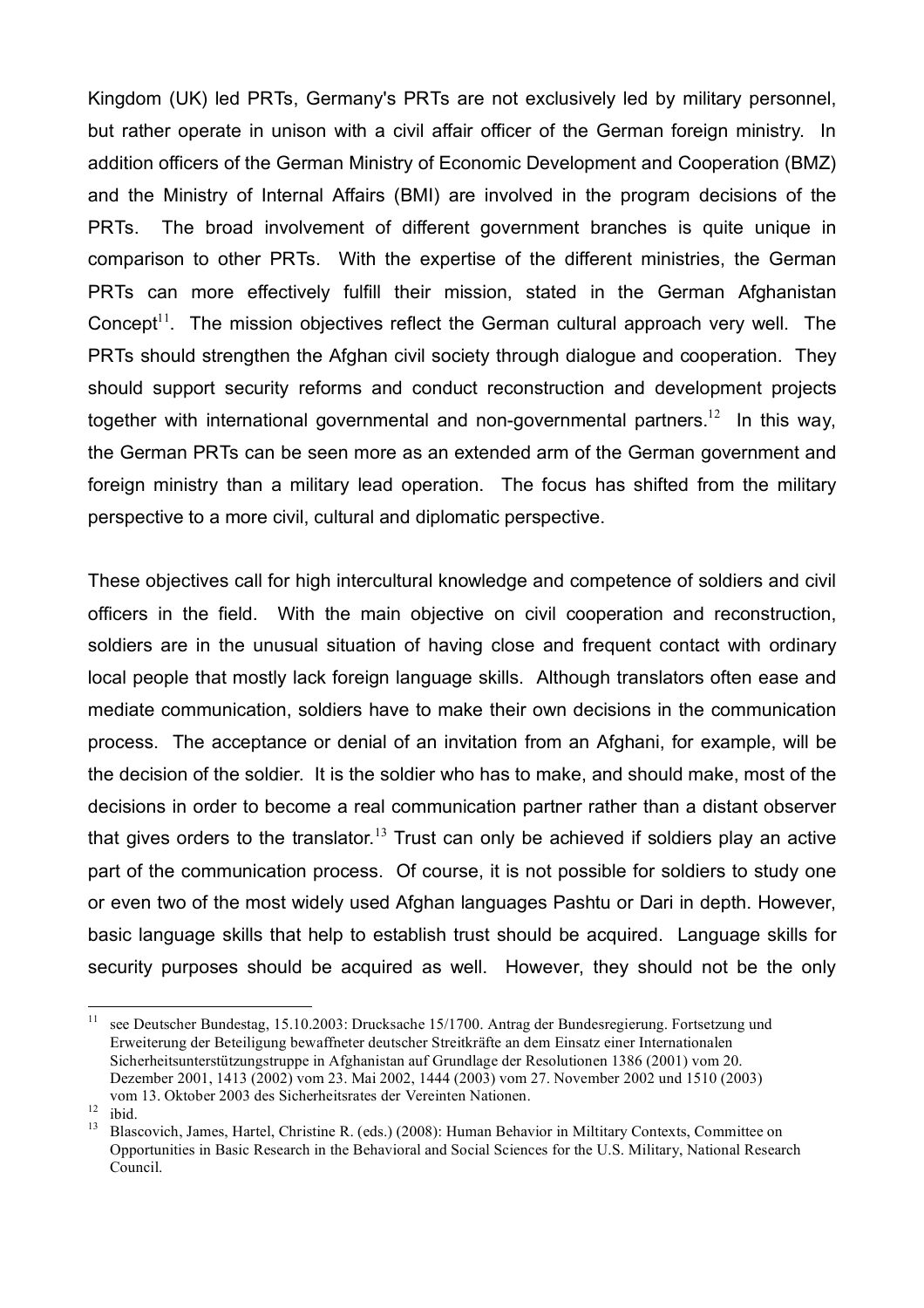Kingdom (UK) led PRTs, Germany's PRTs are not exclusively led by military personnel, but rather operate in unison with a civil affair officer of the German foreign ministry. In addition officers of the German Ministry of Economic Development and Cooperation (BMZ) and the Ministry of Internal Affairs (BMI) are involved in the program decisions of the PRTs. The broad involvement of different government branches is quite unique in comparison to other PRTs. With the expertise of the different ministries, the German PRTs can more effectively fulfill their mission, stated in the German Afghanistan Concept[11]. The mission objectives reflect the German cultural approach very well. The PRTs should strengthen the Afghan civil society through dialogue and cooperation. They should support security reforms and conduct reconstruction and development projects together with international governmental and non-governmental partners.[12] In this way, the German PRTs can be seen more as an extended arm of the German government and foreign ministry than a military lead operation. The focus has shifted from the military perspective to a more civil, cultural and diplomatic perspective.

These objectives call for high intercultural knowledge and competence of soldiers and civil officers in the field. With the main objective on civil cooperation and reconstruction, soldiers are in the unusual situation of having close and frequent contact with ordinary local people that mostly lack foreign language skills. Although translators often ease and mediate communication, soldiers have to make their own decisions in the communication process. The acceptance or denial of an invitation from an Afghani, for example, will be the decision of the soldier. It is the soldier who has to make, and should make, most of the decisions in order to become a real communication partner rather than a distant observer that gives orders to the translator.[13] Trust can only be achieved if soldiers play an active part of the communication process. Of course, it is not possible for soldiers to study one or even two of the most widely used Afghan languages Pashtu or Dari in depth. However, basic language skills that help to establish trust should be acquired. Language skills for security purposes should be acquired as well. However, they should not be the only

---

[11] see Deutscher Bundestag, 15.10.2003: Drucksache 15/1700. Antrag der Bundesregierung. Fortsetzung und Erweiterung der Beteiligung bewaffneter deutscher Streitkräfte an dem Einsatz einer Internationalen Sicherheitsunterstützungstruppe in Afghanistan auf Grundlage der Resolutionen 1386 (2001) vom 20. Dezember 2001, 1413 (2002) vom 23. Mai 2002, 1444 (2003) vom 27. November 2002 und 1510 (2003) vom 13. Oktober 2003 des Sicherheitsrates der Vereinten Nationen.

[12] ibid.

[13] Blascovich, James, Hartel, Christine R. (eds.) (2008): Human Behavior in Miltitary Contexts, Committee on Opportunities in Basic Research in the Behavioral and Social Sciences for the U.S. Military, National Research Council.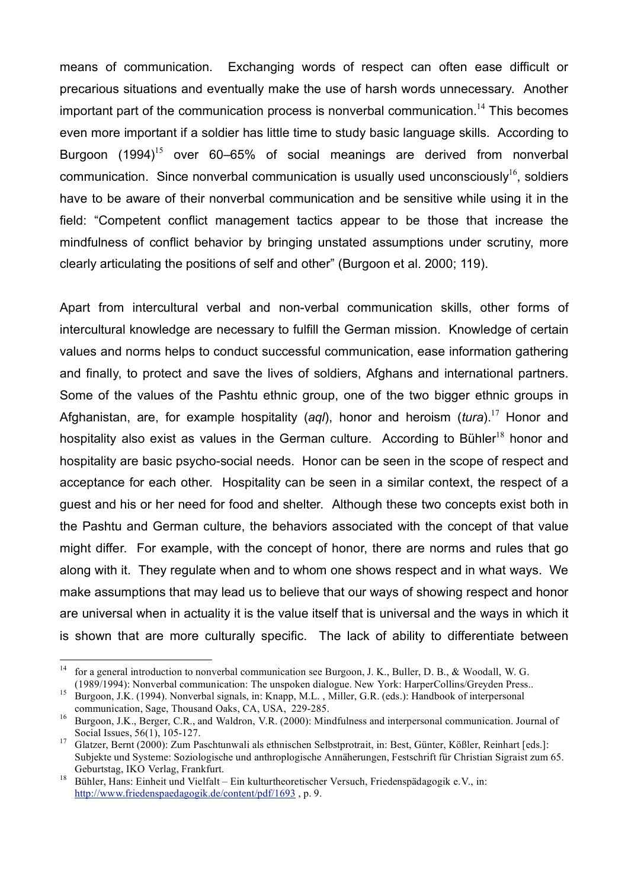means of communication. Exchanging words of respect can often ease difficult or precarious situations and eventually make the use of harsh words unnecessary. Another important part of the communication process is nonverbal communication.[14] This becomes even more important if a soldier has little time to study basic language skills. According to Burgoon (1994)[15] over 60–65% of social meanings are derived from nonverbal communication. Since nonverbal communication is usually used unconsciously[16], soldiers have to be aware of their nonverbal communication and be sensitive while using it in the field: "Competent conflict management tactics appear to be those that increase the mindfulness of conflict behavior by bringing unstated assumptions under scrutiny, more clearly articulating the positions of self and other" (Burgoon et al. 2000; 119).

Apart from intercultural verbal and non-verbal communication skills, other forms of intercultural knowledge are necessary to fulfill the German mission. Knowledge of certain values and norms helps to conduct successful communication, ease information gathering and finally, to protect and save the lives of soldiers, Afghans and international partners. Some of the values of the Pashtu ethnic group, one of the two bigger ethnic groups in Afghanistan, are, for example hospitality (*aql*), honor and heroism (*tura*).[17] Honor and hospitality also exist as values in the German culture. According to Bühler[18] honor and hospitality are basic psycho-social needs. Honor can be seen in the scope of respect and acceptance for each other. Hospitality can be seen in a similar context, the respect of a guest and his or her need for food and shelter. Although these two concepts exist both in the Pashtu and German culture, the behaviors associated with the concept of that value might differ. For example, with the concept of honor, there are norms and rules that go along with it. They regulate when and to whom one shows respect and in what ways. We make assumptions that may lead us to believe that our ways of showing respect and honor are universal when in actuality it is the value itself that is universal and the ways in which it is shown that are more culturally specific. The lack of ability to differentiate between

---

[14] for a general introduction to nonverbal communication see Burgoon, J. K., Buller, D. B., & Woodall, W. G. (1989/1994): Nonverbal communication: The unspoken dialogue. New York: HarperCollins/Greyden Press..

[15] Burgoon, J.K. (1994). Nonverbal signals, in: Knapp, M.L. , Miller, G.R. (eds.): Handbook of interpersonal communication, Sage, Thousand Oaks, CA, USA, 229-285.

[16] Burgoon, J.K., Berger, C.R., and Waldron, V.R. (2000): Mindfulness and interpersonal communication. Journal of Social Issues, 56(1), 105-127.

[17] Glatzer, Bernt (2000): Zum Paschtunwali als ethnischen Selbstprotrait, in: Best, Günter, Kößler, Reinhart [eds.]: Subjekte und Systeme: Soziologische und anthroplogische Annäherungen, Festschrift für Christian Sigraist zum 65. Geburtstag, IKO Verlag, Frankfurt.

[18] Bühler, Hans: Einheit und Vielfalt – Ein kulturtheoretischer Versuch, Friedenspädagogik e.V., in: http://www.friedenspaedagogik.de/content/pdf/1693 , p. 9.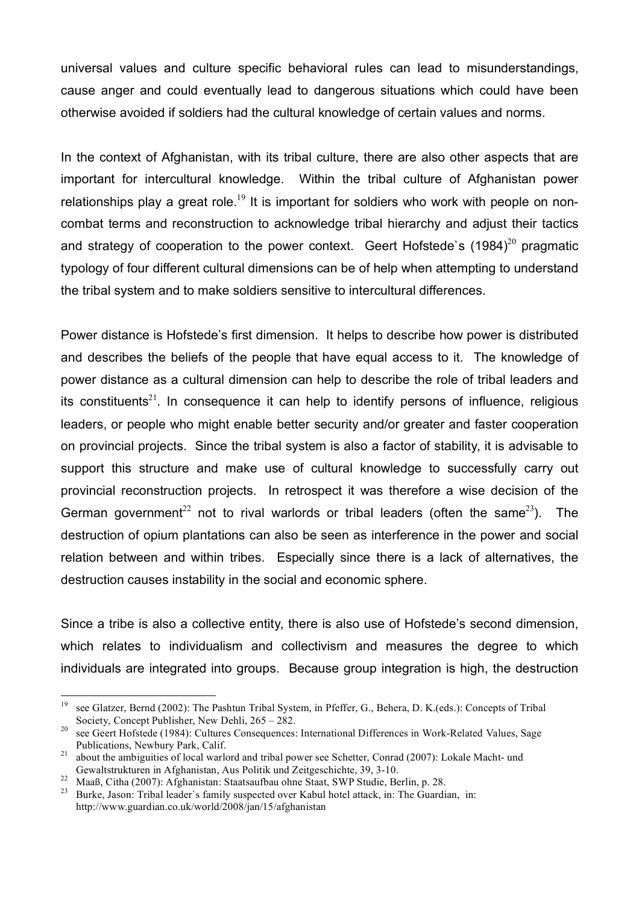universal values and culture specific behavioral rules can lead to misunderstandings, cause anger and could eventually lead to dangerous situations which could have been otherwise avoided if soldiers had the cultural knowledge of certain values and norms.

In the context of Afghanistan, with its tribal culture, there are also other aspects that are important for intercultural knowledge. Within the tribal culture of Afghanistan power relationships play a great role.[19] It is important for soldiers who work with people on non-combat terms and reconstruction to acknowledge tribal hierarchy and adjust their tactics and strategy of cooperation to the power context. Geert Hofstede`s (1984)[20] pragmatic typology of four different cultural dimensions can be of help when attempting to understand the tribal system and to make soldiers sensitive to intercultural differences.

Power distance is Hofstede's first dimension. It helps to describe how power is distributed and describes the beliefs of the people that have equal access to it. The knowledge of power distance as a cultural dimension can help to describe the role of tribal leaders and its constituents[21]. In consequence it can help to identify persons of influence, religious leaders, or people who might enable better security and/or greater and faster cooperation on provincial projects. Since the tribal system is also a factor of stability, it is advisable to support this structure and make use of cultural knowledge to successfully carry out provincial reconstruction projects. In retrospect it was therefore a wise decision of the German government[22] not to rival warlords or tribal leaders (often the same[23]). The destruction of opium plantations can also be seen as interference in the power and social relation between and within tribes. Especially since there is a lack of alternatives, the destruction causes instability in the social and economic sphere.

Since a tribe is also a collective entity, there is also use of Hofstede's second dimension, which relates to individualism and collectivism and measures the degree to which individuals are integrated into groups. Because group integration is high, the destruction

---

[19] see Glatzer, Bernd (2002): The Pashtun Tribal System, in Pfeffer, G., Behera, D. K.(eds.): Concepts of Tribal Society, Concept Publisher, New Dehli, 265 – 282.

[20] see Geert Hofstede (1984): Cultures Consequences: International Differences in Work-Related Values, Sage Publications, Newbury Park, Calif.

[21] about the ambiguities of local warlord and tribal power see Schetter, Conrad (2007): Lokale Macht- und Gewaltstrukturen in Afghanistan, Aus Politik und Zeitgeschichte, 39, 3-10.

[22] Maaß, Citha (2007): Afghanistan: Staatsaufbau ohne Staat, SWP Studie, Berlin, p. 28.

[23] Burke, Jason: Tribal leader`s family suspected over Kabul hotel attack, in: The Guardian, in: http://www.guardian.co.uk/world/2008/jan/15/afghanistan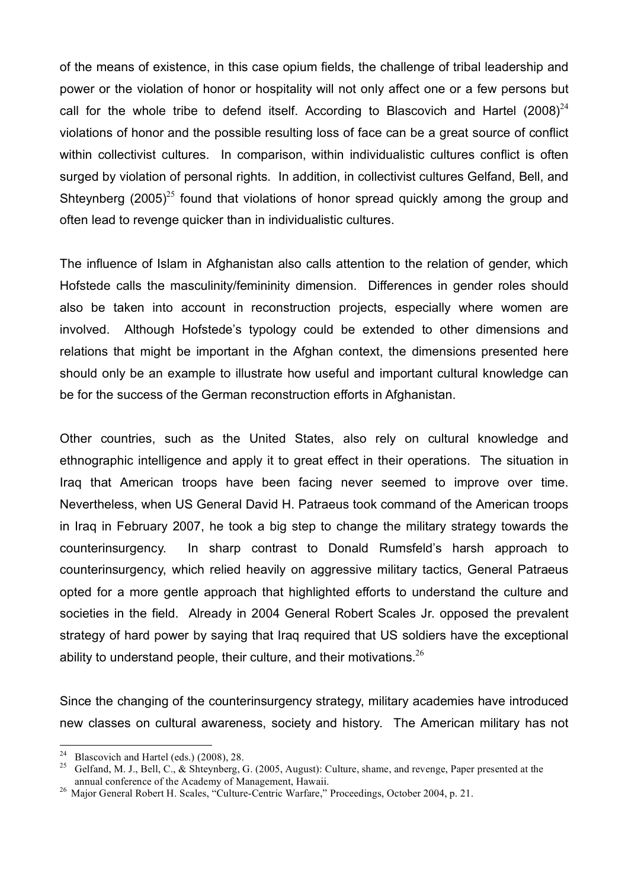of the means of existence, in this case opium fields, the challenge of tribal leadership and power or the violation of honor or hospitality will not only affect one or a few persons but call for the whole tribe to defend itself. According to Blascovich and Hartel (2008)[24] violations of honor and the possible resulting loss of face can be a great source of conflict within collectivist cultures. In comparison, within individualistic cultures conflict is often surged by violation of personal rights. In addition, in collectivist cultures Gelfand, Bell, and Shteynberg (2005)[25] found that violations of honor spread quickly among the group and often lead to revenge quicker than in individualistic cultures.

The influence of Islam in Afghanistan also calls attention to the relation of gender, which Hofstede calls the masculinity/femininity dimension. Differences in gender roles should also be taken into account in reconstruction projects, especially where women are involved. Although Hofstede's typology could be extended to other dimensions and relations that might be important in the Afghan context, the dimensions presented here should only be an example to illustrate how useful and important cultural knowledge can be for the success of the German reconstruction efforts in Afghanistan.

Other countries, such as the United States, also rely on cultural knowledge and ethnographic intelligence and apply it to great effect in their operations. The situation in Iraq that American troops have been facing never seemed to improve over time. Nevertheless, when US General David H. Patraeus took command of the American troops in Iraq in February 2007, he took a big step to change the military strategy towards the counterinsurgency. In sharp contrast to Donald Rumsfeld's harsh approach to counterinsurgency, which relied heavily on aggressive military tactics, General Patraeus opted for a more gentle approach that highlighted efforts to understand the culture and societies in the field. Already in 2004 General Robert Scales Jr. opposed the prevalent strategy of hard power by saying that Iraq required that US soldiers have the exceptional ability to understand people, their culture, and their motivations.[26]

Since the changing of the counterinsurgency strategy, military academies have introduced new classes on cultural awareness, society and history. The American military has not

---

[24] Blascovich and Hartel (eds.) (2008), 28.

[25] Gelfand, M. J., Bell, C., & Shteynberg, G. (2005, August): Culture, shame, and revenge, Paper presented at the annual conference of the Academy of Management, Hawaii.

[26] Major General Robert H. Scales, "Culture-Centric Warfare," Proceedings, October 2004, p. 21.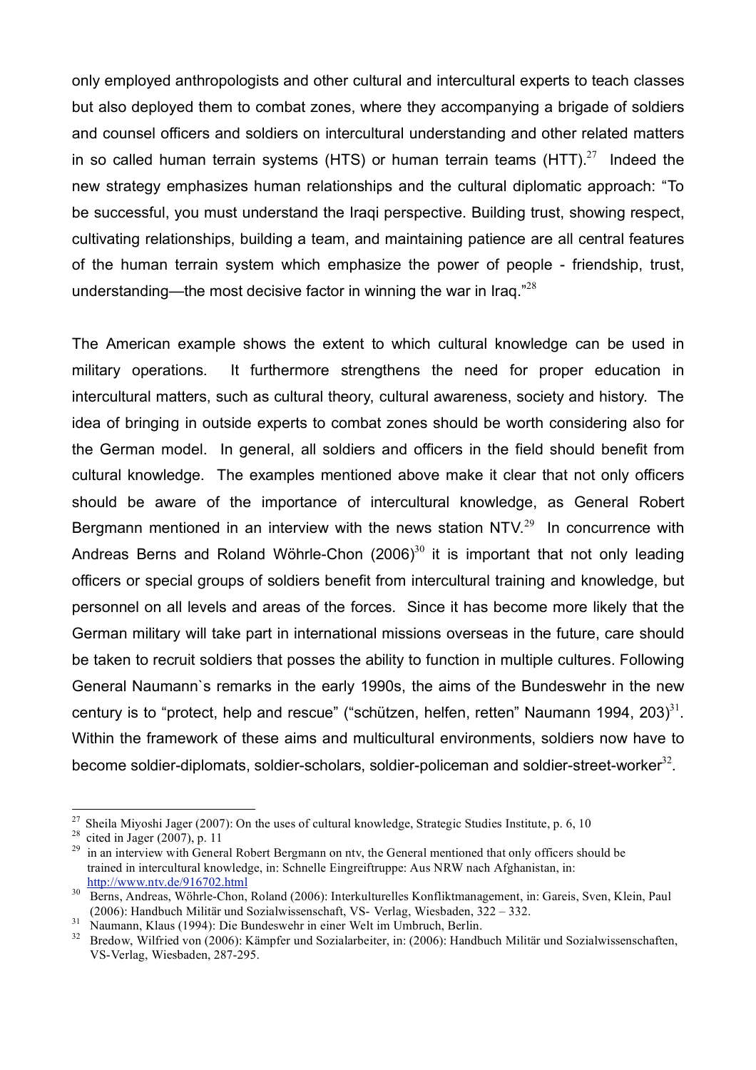only employed anthropologists and other cultural and intercultural experts to teach classes but also deployed them to combat zones, where they accompanying a brigade of soldiers and counsel officers and soldiers on intercultural understanding and other related matters in so called human terrain systems (HTS) or human terrain teams (HTT).[27] Indeed the new strategy emphasizes human relationships and the cultural diplomatic approach: "To be successful, you must understand the Iraqi perspective. Building trust, showing respect, cultivating relationships, building a team, and maintaining patience are all central features of the human terrain system which emphasize the power of people - friendship, trust, understanding—the most decisive factor in winning the war in Iraq."[28]

The American example shows the extent to which cultural knowledge can be used in military operations. It furthermore strengthens the need for proper education in intercultural matters, such as cultural theory, cultural awareness, society and history. The idea of bringing in outside experts to combat zones should be worth considering also for the German model. In general, all soldiers and officers in the field should benefit from cultural knowledge. The examples mentioned above make it clear that not only officers should be aware of the importance of intercultural knowledge, as General Robert Bergmann mentioned in an interview with the news station NTV.[29] In concurrence with Andreas Berns and Roland Wöhrle-Chon (2006)[30] it is important that not only leading officers or special groups of soldiers benefit from intercultural training and knowledge, but personnel on all levels and areas of the forces. Since it has become more likely that the German military will take part in international missions overseas in the future, care should be taken to recruit soldiers that posses the ability to function in multiple cultures. Following General Naumann`s remarks in the early 1990s, the aims of the Bundeswehr in the new century is to "protect, help and rescue" ("schützen, helfen, retten" Naumann 1994, 203)[31]. Within the framework of these aims and multicultural environments, soldiers now have to become soldier-diplomats, soldier-scholars, soldier-policeman and soldier-street-worker[32].

---

[27] Sheila Miyoshi Jager (2007): On the uses of cultural knowledge, Strategic Studies Institute, p. 6, 10

[28] cited in Jager (2007), p. 11

[29] in an interview with General Robert Bergmann on ntv, the General mentioned that only officers should be trained in intercultural knowledge, in: Schnelle Eingreiftruppe: Aus NRW nach Afghanistan, in: http://www.ntv.de/916702.html

[30] Berns, Andreas, Wöhrle-Chon, Roland (2006): Interkulturelles Konfliktmanagement, in: Gareis, Sven, Klein, Paul (2006): Handbuch Militär und Sozialwissenschaft, VS- Verlag, Wiesbaden, 322 – 332.

[31] Naumann, Klaus (1994): Die Bundeswehr in einer Welt im Umbruch, Berlin.

[32] Bredow, Wilfried von (2006): Kämpfer und Sozialarbeiter, in: (2006): Handbuch Militär und Sozialwissenschaften, VS-Verlag, Wiesbaden, 287-295.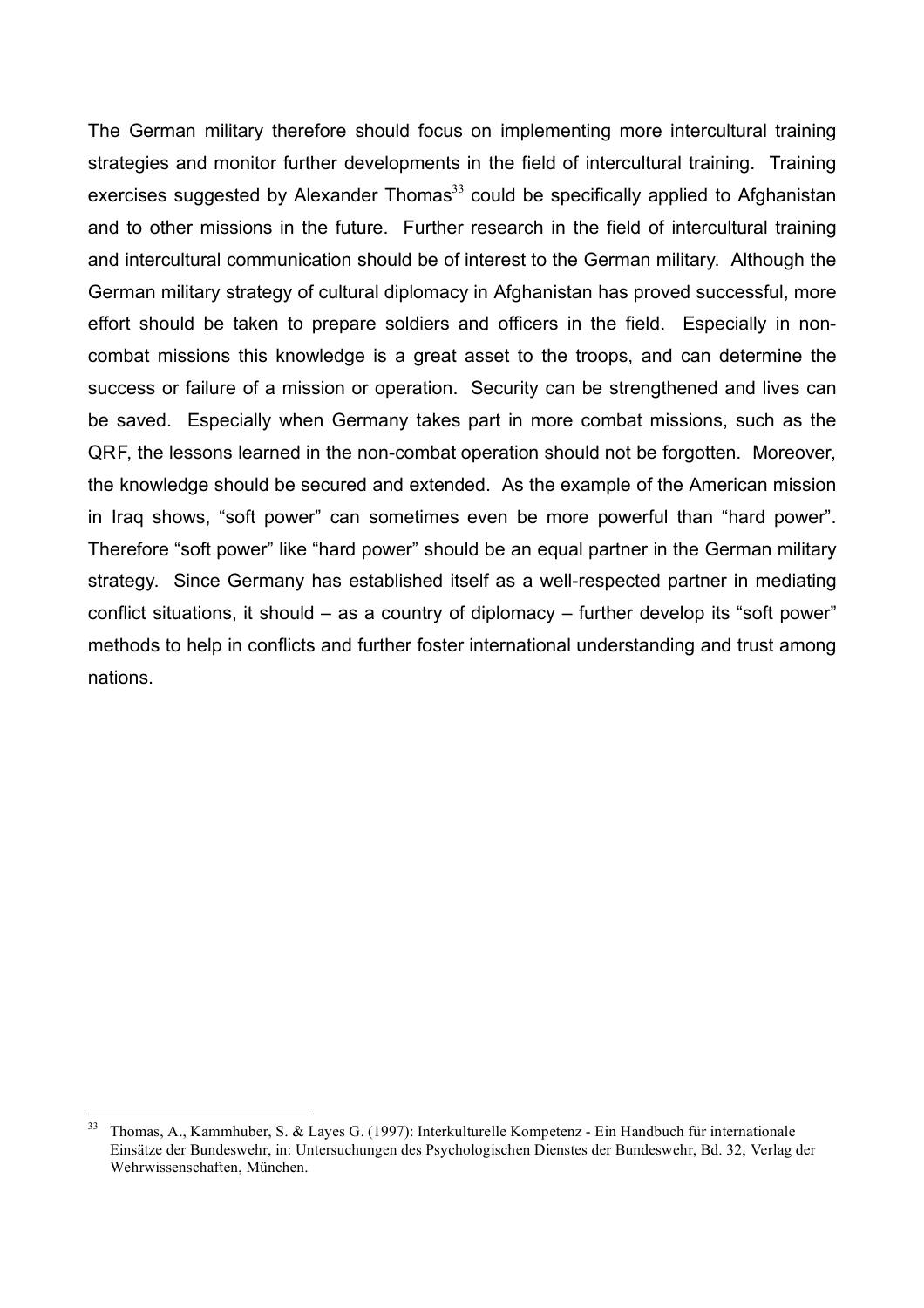The German military therefore should focus on implementing more intercultural training strategies and monitor further developments in the field of intercultural training. Training exercises suggested by Alexander Thomas[33] could be specifically applied to Afghanistan and to other missions in the future. Further research in the field of intercultural training and intercultural communication should be of interest to the German military. Although the German military strategy of cultural diplomacy in Afghanistan has proved successful, more effort should be taken to prepare soldiers and officers in the field. Especially in non-combat missions this knowledge is a great asset to the troops, and can determine the success or failure of a mission or operation. Security can be strengthened and lives can be saved. Especially when Germany takes part in more combat missions, such as the QRF, the lessons learned in the non-combat operation should not be forgotten. Moreover, the knowledge should be secured and extended. As the example of the American mission in Iraq shows, "soft power" can sometimes even be more powerful than "hard power". Therefore "soft power" like "hard power" should be an equal partner in the German military strategy. Since Germany has established itself as a well-respected partner in mediating conflict situations, it should – as a country of diplomacy – further develop its "soft power" methods to help in conflicts and further foster international understanding and trust among nations.

---

[33] Thomas, A., Kammhuber, S. & Layes G. (1997): Interkulturelle Kompetenz - Ein Handbuch für internationale Einsätze der Bundeswehr, in: Untersuchungen des Psychologischen Dienstes der Bundeswehr, Bd. 32, Verlag der Wehrwissenschaften, München.